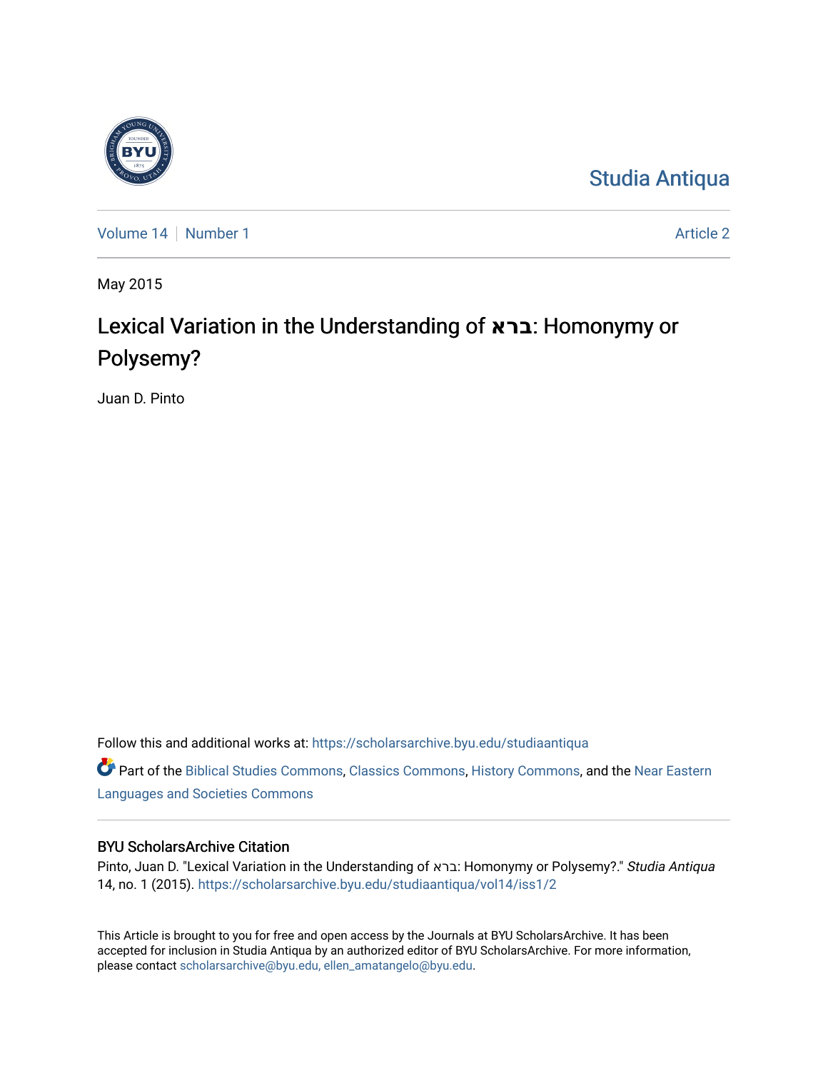Studia Antiqua

Volume 14 | Number 1 | Article 2

May 2015

# Lexical Variation in the Understanding of ברא: Homonymy or Polysemy?

Juan D. Pinto

Follow this and additional works at: https://scholarsarchive.byu.edu/studiaantiqua

Part of the Biblical Studies Commons, Classics Commons, History Commons, and the Near Eastern Languages and Societies Commons

## BYU ScholarsArchive Citation

Pinto, Juan D. "Lexical Variation in the Understanding of ברא: Homonymy or Polysemy?." *Studia Antiqua* 14, no. 1 (2015). https://scholarsarchive.byu.edu/studiaantiqua/vol14/iss1/2

This Article is brought to you for free and open access by the Journals at BYU ScholarsArchive. It has been accepted for inclusion in Studia Antiqua by an authorized editor of BYU ScholarsArchive. For more information, please contact scholarsarchive@byu.edu, ellen_amatangelo@byu.edu.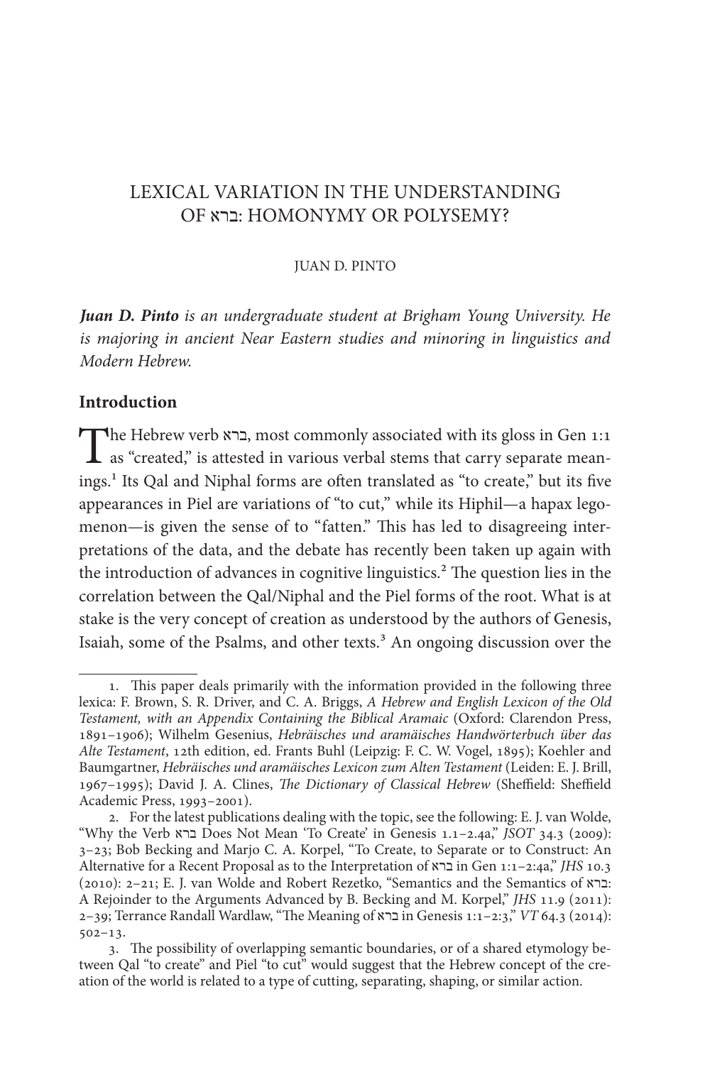# LEXICAL VARIATION IN THE UNDERSTANDING OF ברא: HOMONYMY OR POLYSEMY?

JUAN D. PINTO

***Juan D. Pinto*** *is an undergraduate student at Brigham Young University. He is majoring in ancient Near Eastern studies and minoring in linguistics and Modern Hebrew.*

## Introduction

The Hebrew verb ברא, most commonly associated with its gloss in Gen 1:1 as "created," is attested in various verbal stems that carry separate meanings.[1] Its Qal and Niphal forms are often translated as "to create," but its five appearances in Piel are variations of "to cut," while its Hiphil—a hapax legomenon—is given the sense of to "fatten." This has led to disagreeing interpretations of the data, and the debate has recently been taken up again with the introduction of advances in cognitive linguistics.[2] The question lies in the correlation between the Qal/Niphal and the Piel forms of the root. What is at stake is the very concept of creation as understood by the authors of Genesis, Isaiah, some of the Psalms, and other texts.[3] An ongoing discussion over the

---

1. This paper deals primarily with the information provided in the following three lexica: F. Brown, S. R. Driver, and C. A. Briggs, *A Hebrew and English Lexicon of the Old Testament, with an Appendix Containing the Biblical Aramaic* (Oxford: Clarendon Press, 1891–1906); Wilhelm Gesenius, *Hebräisches und aramäisches Handwörterbuch über das Alte Testament*, 12th edition, ed. Frants Buhl (Leipzig: F. C. W. Vogel, 1895); Koehler and Baumgartner, *Hebräisches und aramäisches Lexicon zum Alten Testament* (Leiden: E. J. Brill, 1967–1995); David J. A. Clines, *The Dictionary of Classical Hebrew* (Sheffield: Sheffield Academic Press, 1993–2001).

2. For the latest publications dealing with the topic, see the following: E. J. van Wolde, "Why the Verb ברא Does Not Mean 'To Create' in Genesis 1.1–2.4a," *JSOT* 34.3 (2009): 3–23; Bob Becking and Marjo C. A. Korpel, "To Create, to Separate or to Construct: An Alternative for a Recent Proposal as to the Interpretation of ברא in Gen 1:1–2:4a," *JHS* 10.3 (2010): 2–21; E. J. van Wolde and Robert Rezetko, "Semantics and the Semantics of ברא: A Rejoinder to the Arguments Advanced by B. Becking and M. Korpel," *JHS* 11.9 (2011): 2–39; Terrance Randall Wardlaw, "The Meaning of ברא in Genesis 1:1–2:3," *VT* 64.3 (2014): 502–13.

3. The possibility of overlapping semantic boundaries, or of a shared etymology between Qal "to create" and Piel "to cut" would suggest that the Hebrew concept of the creation of the world is related to a type of cutting, separating, shaping, or similar action.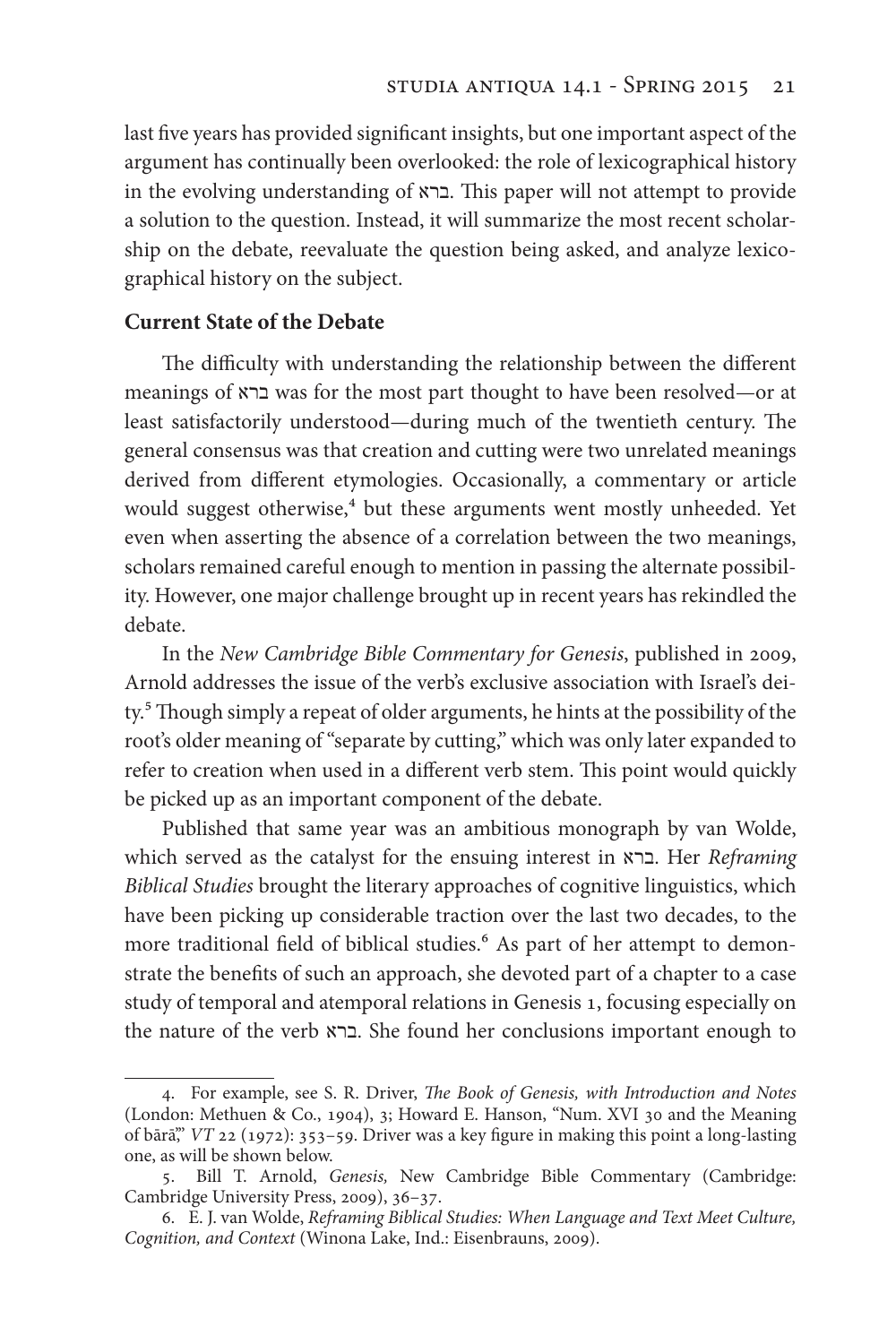last five years has provided significant insights, but one important aspect of the argument has continually been overlooked: the role of lexicographical history in the evolving understanding of ברא. This paper will not attempt to provide a solution to the question. Instead, it will summarize the most recent scholarship on the debate, reevaluate the question being asked, and analyze lexicographical history on the subject.

## Current State of the Debate

The difficulty with understanding the relationship between the different meanings of ברא was for the most part thought to have been resolved—or at least satisfactorily understood—during much of the twentieth century. The general consensus was that creation and cutting were two unrelated meanings derived from different etymologies. Occasionally, a commentary or article would suggest otherwise,[4] but these arguments went mostly unheeded. Yet even when asserting the absence of a correlation between the two meanings, scholars remained careful enough to mention in passing the alternate possibility. However, one major challenge brought up in recent years has rekindled the debate.

In the *New Cambridge Bible Commentary for Genesis*, published in 2009, Arnold addresses the issue of the verb's exclusive association with Israel's deity.[5] Though simply a repeat of older arguments, he hints at the possibility of the root's older meaning of "separate by cutting," which was only later expanded to refer to creation when used in a different verb stem. This point would quickly be picked up as an important component of the debate.

Published that same year was an ambitious monograph by van Wolde, which served as the catalyst for the ensuing interest in ברא. Her *Reframing Biblical Studies* brought the literary approaches of cognitive linguistics, which have been picking up considerable traction over the last two decades, to the more traditional field of biblical studies.[6] As part of her attempt to demonstrate the benefits of such an approach, she devoted part of a chapter to a case study of temporal and atemporal relations in Genesis 1, focusing especially on the nature of the verb ברא. She found her conclusions important enough to

---

4. For example, see S. R. Driver, *The Book of Genesis, with Introduction and Notes* (London: Methuen & Co., 1904), 3; Howard E. Hanson, "Num. XVI 30 and the Meaning of bārā'," *VT* 22 (1972): 353–59. Driver was a key figure in making this point a long-lasting one, as will be shown below.

5. Bill T. Arnold, *Genesis,* New Cambridge Bible Commentary (Cambridge: Cambridge University Press, 2009), 36–37.

6. E. J. van Wolde, *Reframing Biblical Studies: When Language and Text Meet Culture, Cognition, and Context* (Winona Lake, Ind.: Eisenbrauns, 2009).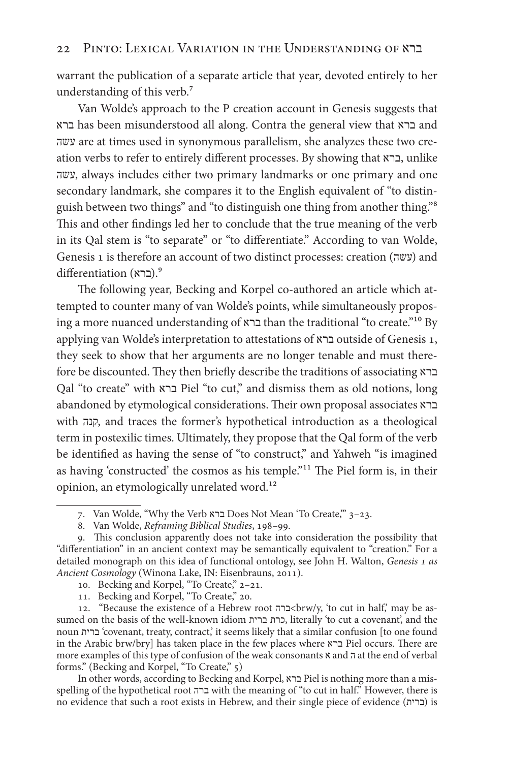warrant the publication of a separate article that year, devoted entirely to her understanding of this verb.[7]

Van Wolde's approach to the P creation account in Genesis suggests that ברא has been misunderstood all along. Contra the general view that ברא and עשה are at times used in synonymous parallelism, she analyzes these two creation verbs to refer to entirely different processes. By showing that ברא, unlike עשה, always includes either two primary landmarks or one primary and one secondary landmark, she compares it to the English equivalent of "to distinguish between two things" and "to distinguish one thing from another thing."[8] This and other findings led her to conclude that the true meaning of the verb in its Qal stem is "to separate" or "to differentiate." According to van Wolde, Genesis 1 is therefore an account of two distinct processes: creation (עשה) and differentiation (ברא).[9]

The following year, Becking and Korpel co-authored an article which attempted to counter many of van Wolde's points, while simultaneously proposing a more nuanced understanding of ברא than the traditional "to create."[10] By applying van Wolde's interpretation to attestations of ברא outside of Genesis 1, they seek to show that her arguments are no longer tenable and must therefore be discounted. They then briefly describe the traditions of associating ברא Qal "to create" with ברא Piel "to cut," and dismiss them as old notions, long abandoned by etymological considerations. Their own proposal associates ברא with קנה, and traces the former's hypothetical introduction as a theological term in postexilic times. Ultimately, they propose that the Qal form of the verb be identified as having the sense of "to construct," and Yahweh "is imagined as having 'constructed' the cosmos as his temple."[11] The Piel form is, in their opinion, an etymologically unrelated word.[12]

---

7. Van Wolde, "Why the Verb ברא Does Not Mean 'To Create,'" 3–23.

8. Van Wolde, *Reframing Biblical Studies*, 198–99.

9. This conclusion apparently does not take into consideration the possibility that "differentiation" in an ancient context may be semantically equivalent to "creation." For a detailed monograph on this idea of functional ontology, see John H. Walton, *Genesis 1 as Ancient Cosmology* (Winona Lake, IN: Eisenbrauns, 2011).

10. Becking and Korpel, "To Create," 2–21.

11. Becking and Korpel, "To Create," 20.

12. "Because the existence of a Hebrew root ברה<brw/y, 'to cut in half,' may be assumed on the basis of the well-known idiom כרת ברית, literally 'to cut a covenant', and the noun ברית 'covenant, treaty, contract,' it seems likely that a similar confusion [to one found in the Arabic brw/bry] has taken place in the few places where ברא Piel occurs. There are more examples of this type of confusion of the weak consonants א and ה at the end of verbal forms." (Becking and Korpel, "To Create," 5)

In other words, according to Becking and Korpel, ברא Piel is nothing more than a misspelling of the hypothetical root ברה with the meaning of "to cut in half." However, there is no evidence that such a root exists in Hebrew, and their single piece of evidence (ברית) is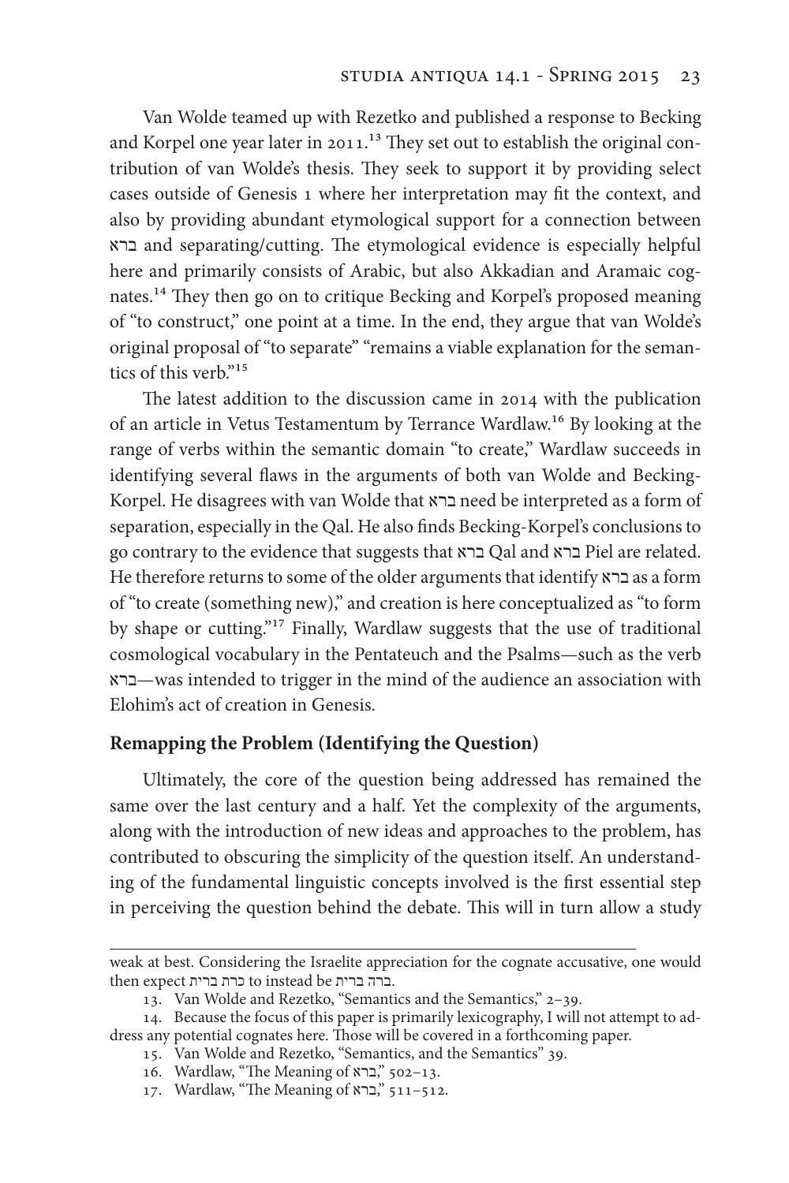Van Wolde teamed up with Rezetko and published a response to Becking and Korpel one year later in 2011.[13] They set out to establish the original contribution of van Wolde's thesis. They seek to support it by providing select cases outside of Genesis 1 where her interpretation may fit the context, and also by providing abundant etymological support for a connection between ברא and separating/cutting. The etymological evidence is especially helpful here and primarily consists of Arabic, but also Akkadian and Aramaic cognates.[14] They then go on to critique Becking and Korpel's proposed meaning of "to construct," one point at a time. In the end, they argue that van Wolde's original proposal of "to separate" "remains a viable explanation for the semantics of this verb."[15]

The latest addition to the discussion came in 2014 with the publication of an article in Vetus Testamentum by Terrance Wardlaw.[16] By looking at the range of verbs within the semantic domain "to create," Wardlaw succeeds in identifying several flaws in the arguments of both van Wolde and Becking-Korpel. He disagrees with van Wolde that ברא need be interpreted as a form of separation, especially in the Qal. He also finds Becking-Korpel's conclusions to go contrary to the evidence that suggests that ברא Qal and ברא Piel are related. He therefore returns to some of the older arguments that identify ברא as a form of "to create (something new)," and creation is here conceptualized as "to form by shape or cutting."[17] Finally, Wardlaw suggests that the use of traditional cosmological vocabulary in the Pentateuch and the Psalms—such as the verb ברא—was intended to trigger in the mind of the audience an association with Elohim's act of creation in Genesis.

## Remapping the Problem (Identifying the Question)

Ultimately, the core of the question being addressed has remained the same over the last century and a half. Yet the complexity of the arguments, along with the introduction of new ideas and approaches to the problem, has contributed to obscuring the simplicity of the question itself. An understanding of the fundamental linguistic concepts involved is the first essential step in perceiving the question behind the debate. This will in turn allow a study

---

weak at best. Considering the Israelite appreciation for the cognate accusative, one would then expect כרת ברית to instead be ברה ברית.

13. Van Wolde and Rezetko, "Semantics and the Semantics," 2–39.

14. Because the focus of this paper is primarily lexicography, I will not attempt to address any potential cognates here. Those will be covered in a forthcoming paper.

15. Van Wolde and Rezetko, "Semantics, and the Semantics" 39.

16. Wardlaw, "The Meaning of ברא," 502–13.

17. Wardlaw, "The Meaning of ברא," 511–512.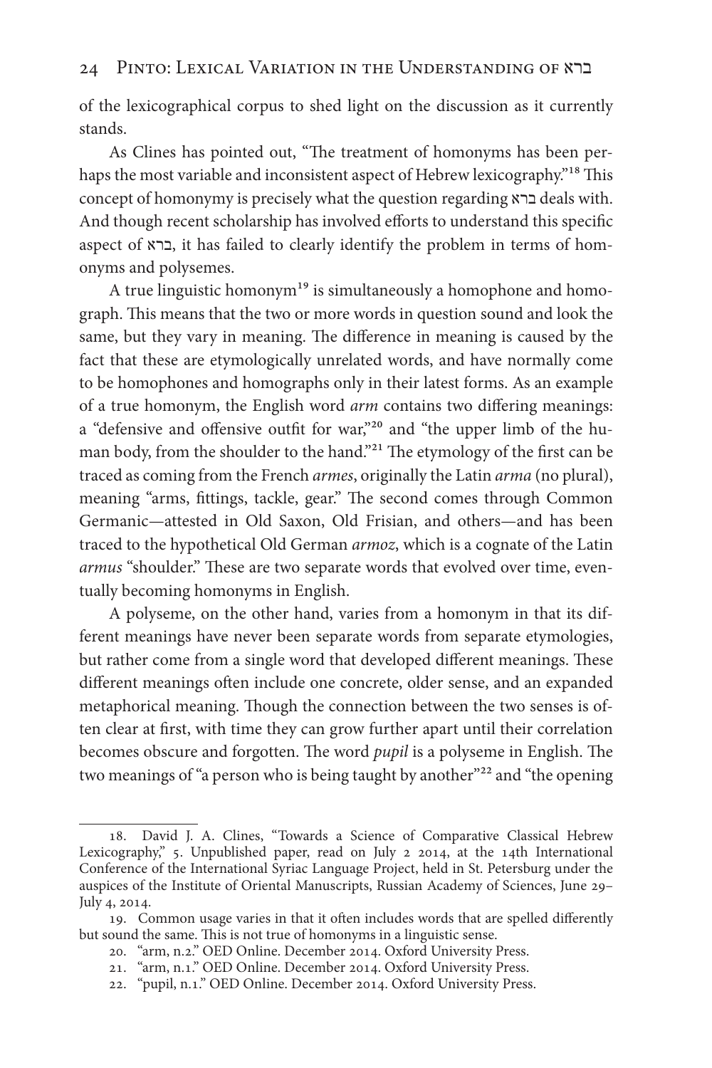of the lexicographical corpus to shed light on the discussion as it currently stands.

As Clines has pointed out, "The treatment of homonyms has been perhaps the most variable and inconsistent aspect of Hebrew lexicography."[18] This concept of homonymy is precisely what the question regarding ברא deals with. And though recent scholarship has involved efforts to understand this specific aspect of ברא, it has failed to clearly identify the problem in terms of homonyms and polysemes.

A true linguistic homonym[19] is simultaneously a homophone and homograph. This means that the two or more words in question sound and look the same, but they vary in meaning. The difference in meaning is caused by the fact that these are etymologically unrelated words, and have normally come to be homophones and homographs only in their latest forms. As an example of a true homonym, the English word *arm* contains two differing meanings: a "defensive and offensive outfit for war,"[20] and "the upper limb of the human body, from the shoulder to the hand."[21] The etymology of the first can be traced as coming from the French *armes*, originally the Latin *arma* (no plural), meaning "arms, fittings, tackle, gear." The second comes through Common Germanic—attested in Old Saxon, Old Frisian, and others—and has been traced to the hypothetical Old German *armoz*, which is a cognate of the Latin *armus* "shoulder." These are two separate words that evolved over time, eventually becoming homonyms in English.

A polyseme, on the other hand, varies from a homonym in that its different meanings have never been separate words from separate etymologies, but rather come from a single word that developed different meanings. These different meanings often include one concrete, older sense, and an expanded metaphorical meaning. Though the connection between the two senses is often clear at first, with time they can grow further apart until their correlation becomes obscure and forgotten. The word *pupil* is a polyseme in English. The two meanings of "a person who is being taught by another"[22] and "the opening

---

18. David J. A. Clines, "Towards a Science of Comparative Classical Hebrew Lexicography," 5. Unpublished paper, read on July 2 2014, at the 14th International Conference of the International Syriac Language Project, held in St. Petersburg under the auspices of the Institute of Oriental Manuscripts, Russian Academy of Sciences, June 29–July 4, 2014.

19. Common usage varies in that it often includes words that are spelled differently but sound the same. This is not true of homonyms in a linguistic sense.

20. "arm, n.2." OED Online. December 2014. Oxford University Press.

21. "arm, n.1." OED Online. December 2014. Oxford University Press.

22. "pupil, n.1." OED Online. December 2014. Oxford University Press.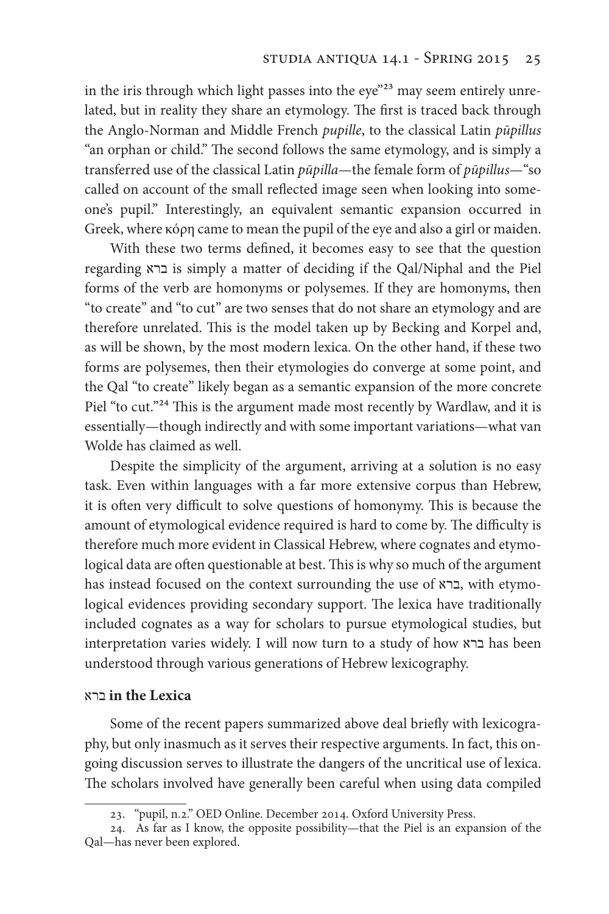in the iris through which light passes into the eye"[23] may seem entirely unrelated, but in reality they share an etymology. The first is traced back through the Anglo-Norman and Middle French *pupille*, to the classical Latin *pūpillus* "an orphan or child." The second follows the same etymology, and is simply a transferred use of the classical Latin *pūpilla*—the female form of *pūpillus*—"so called on account of the small reflected image seen when looking into someone's pupil." Interestingly, an equivalent semantic expansion occurred in Greek, where κόρη came to mean the pupil of the eye and also a girl or maiden.

With these two terms defined, it becomes easy to see that the question regarding ברא is simply a matter of deciding if the Qal/Niphal and the Piel forms of the verb are homonyms or polysemes. If they are homonyms, then "to create" and "to cut" are two senses that do not share an etymology and are therefore unrelated. This is the model taken up by Becking and Korpel and, as will be shown, by the most modern lexica. On the other hand, if these two forms are polysemes, then their etymologies do converge at some point, and the Qal "to create" likely began as a semantic expansion of the more concrete Piel "to cut."[24] This is the argument made most recently by Wardlaw, and it is essentially—though indirectly and with some important variations—what van Wolde has claimed as well.

Despite the simplicity of the argument, arriving at a solution is no easy task. Even within languages with a far more extensive corpus than Hebrew, it is often very difficult to solve questions of homonymy. This is because the amount of etymological evidence required is hard to come by. The difficulty is therefore much more evident in Classical Hebrew, where cognates and etymological data are often questionable at best. This is why so much of the argument has instead focused on the context surrounding the use of ברא, with etymological evidences providing secondary support. The lexica have traditionally included cognates as a way for scholars to pursue etymological studies, but interpretation varies widely. I will now turn to a study of how ברא has been understood through various generations of Hebrew lexicography.

## ברא in the Lexica

Some of the recent papers summarized above deal briefly with lexicography, but only inasmuch as it serves their respective arguments. In fact, this ongoing discussion serves to illustrate the dangers of the uncritical use of lexica. The scholars involved have generally been careful when using data compiled

23. "pupil, n.2." OED Online. December 2014. Oxford University Press.

24. As far as I know, the opposite possibility—that the Piel is an expansion of the Qal—has never been explored.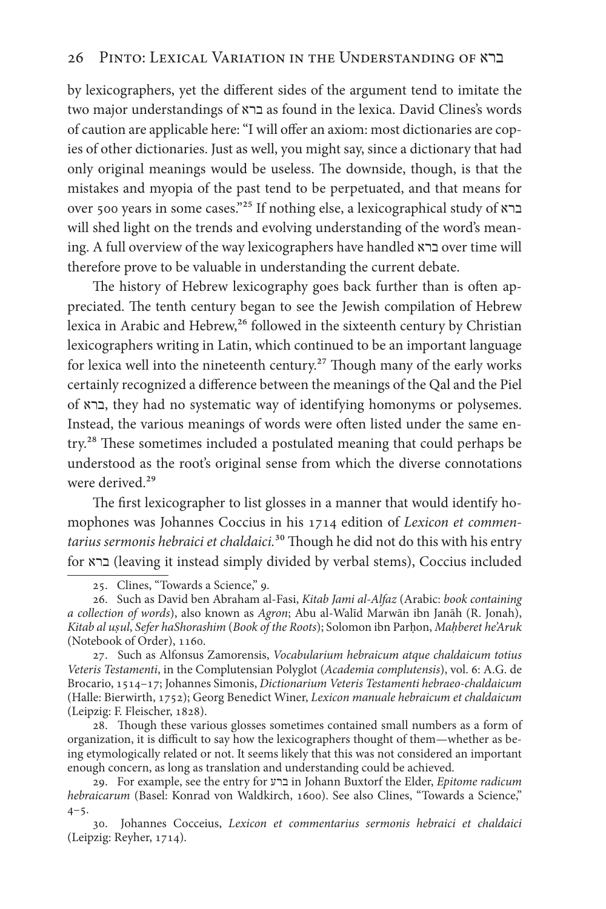by lexicographers, yet the different sides of the argument tend to imitate the two major understandings of ברא as found in the lexica. David Clines's words of caution are applicable here: "I will offer an axiom: most dictionaries are copies of other dictionaries. Just as well, you might say, since a dictionary that had only original meanings would be useless. The downside, though, is that the mistakes and myopia of the past tend to be perpetuated, and that means for over 500 years in some cases."[25] If nothing else, a lexicographical study of ברא will shed light on the trends and evolving understanding of the word's meaning. A full overview of the way lexicographers have handled ברא over time will therefore prove to be valuable in understanding the current debate.

The history of Hebrew lexicography goes back further than is often appreciated. The tenth century began to see the Jewish compilation of Hebrew lexica in Arabic and Hebrew,[26] followed in the sixteenth century by Christian lexicographers writing in Latin, which continued to be an important language for lexica well into the nineteenth century.[27] Though many of the early works certainly recognized a difference between the meanings of the Qal and the Piel of ברא, they had no systematic way of identifying homonyms or polysemes. Instead, the various meanings of words were often listed under the same entry.[28] These sometimes included a postulated meaning that could perhaps be understood as the root's original sense from which the diverse connotations were derived.[29]

The first lexicographer to list glosses in a manner that would identify homophones was Johannes Coccius in his 1714 edition of *Lexicon et commentarius sermonis hebraici et chaldaici*.[30] Though he did not do this with his entry for ברא (leaving it instead simply divided by verbal stems), Coccius included

25. Clines, "Towards a Science," 9.

26. Such as David ben Abraham al-Fasi, *Kitab Jami al-Alfaz* (Arabic: *book containing a collection of words*), also known as *Agron*; Abu al-Walīd Marwān ibn Janāh (R. Jonah), *Kitab al uṣul*, *Sefer haShorashim* (*Book of the Roots*); Solomon ibn Parḥon, *Maḥberet he'Aruk* (Notebook of Order), 1160.

27. Such as Alfonsus Zamorensis, *Vocabularium hebraicum atque chaldaicum totius Veteris Testamenti*, in the Complutensian Polyglot (*Academia complutensis*), vol. 6: A.G. de Brocario, 1514–17; Johannes Simonis, *Dictionarium Veteris Testamenti hebraeo-chaldaicum* (Halle: Bierwirth, 1752); Georg Benedict Winer, *Lexicon manuale hebraicum et chaldaicum* (Leipzig: F. Fleischer, 1828).

28. Though these various glosses sometimes contained small numbers as a form of organization, it is difficult to say how the lexicographers thought of them—whether as being etymologically related or not. It seems likely that this was not considered an important enough concern, as long as translation and understanding could be achieved.

29. For example, see the entry for ברע in Johann Buxtorf the Elder, *Epitome radicum hebraicarum* (Basel: Konrad von Waldkirch, 1600). See also Clines, "Towards a Science," 4–5.

30. Johannes Cocceius, *Lexicon et commentarius sermonis hebraici et chaldaici* (Leipzig: Reyher, 1714).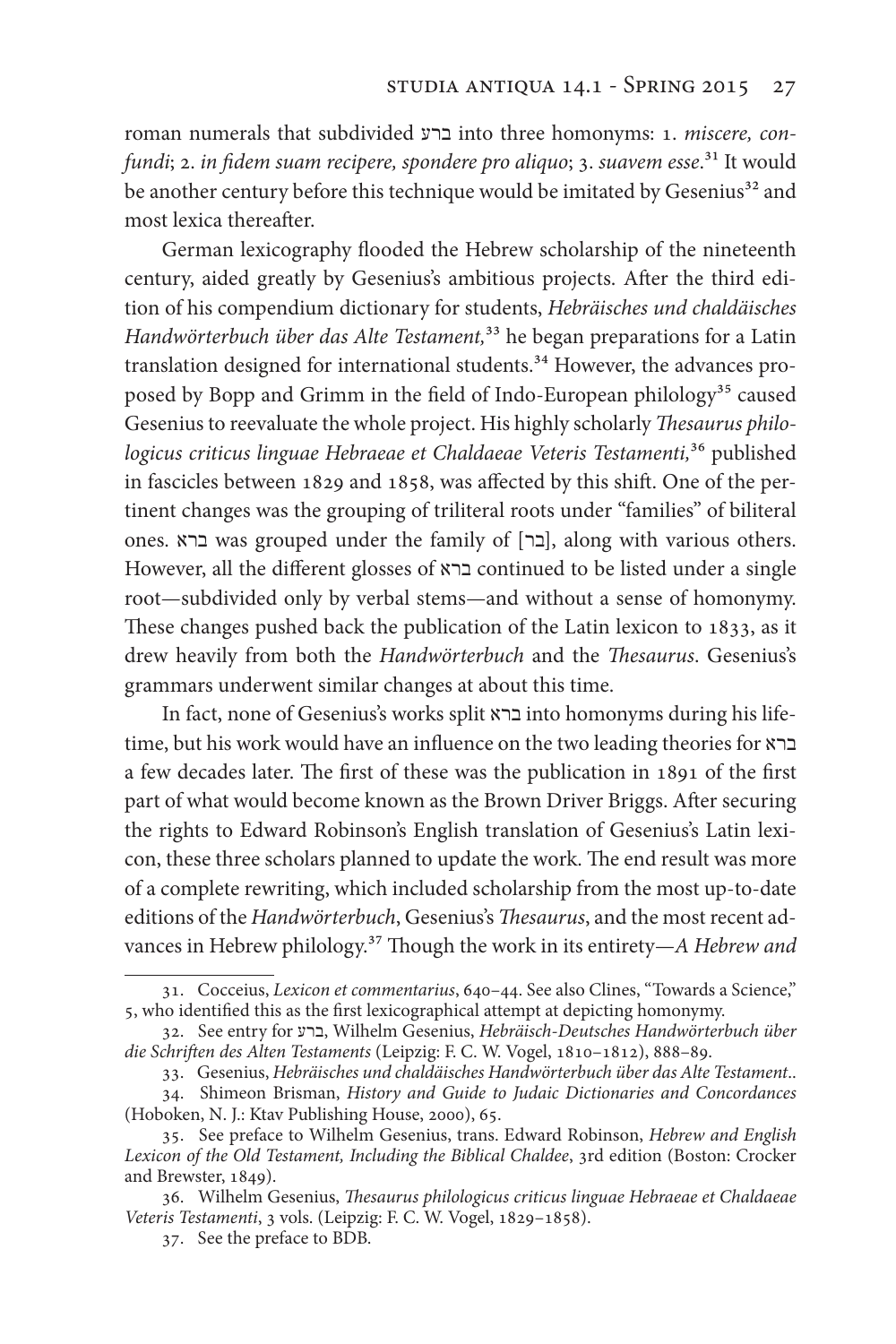roman numerals that subdivided ברע into three homonyms: 1. *miscere, confundi*; 2. *in fidem suam recipere, spondere pro aliquo*; 3. *suavem esse*.[31] It would be another century before this technique would be imitated by Gesenius[32] and most lexica thereafter.

German lexicography flooded the Hebrew scholarship of the nineteenth century, aided greatly by Gesenius's ambitious projects. After the third edition of his compendium dictionary for students, *Hebräisches und chaldäisches Handwörterbuch über das Alte Testament,*[33] he began preparations for a Latin translation designed for international students.[34] However, the advances proposed by Bopp and Grimm in the field of Indo-European philology[35] caused Gesenius to reevaluate the whole project. His highly scholarly *Thesaurus philologicus criticus linguae Hebraeae et Chaldaeae Veteris Testamenti,*[36] published in fascicles between 1829 and 1858, was affected by this shift. One of the pertinent changes was the grouping of triliteral roots under "families" of biliteral ones. ברא was grouped under the family of [בר], along with various others. However, all the different glosses of ברא continued to be listed under a single root—subdivided only by verbal stems—and without a sense of homonymy. These changes pushed back the publication of the Latin lexicon to 1833, as it drew heavily from both the *Handwörterbuch* and the *Thesaurus*. Gesenius's grammars underwent similar changes at about this time.

In fact, none of Gesenius's works split ברא into homonyms during his lifetime, but his work would have an influence on the two leading theories for ברא a few decades later. The first of these was the publication in 1891 of the first part of what would become known as the Brown Driver Briggs. After securing the rights to Edward Robinson's English translation of Gesenius's Latin lexicon, these three scholars planned to update the work. The end result was more of a complete rewriting, which included scholarship from the most up-to-date editions of the *Handwörterbuch*, Gesenius's *Thesaurus*, and the most recent advances in Hebrew philology.[37] Though the work in its entirety—*A Hebrew and*

---

31. Cocceius, *Lexicon et commentarius*, 640–44. See also Clines, "Towards a Science," 5, who identified this as the first lexicographical attempt at depicting homonymy.

32. See entry for ברע, Wilhelm Gesenius, *Hebräisch-Deutsches Handwörterbuch über die Schriften des Alten Testaments* (Leipzig: F. C. W. Vogel, 1810–1812), 888–89.

33. Gesenius, *Hebräisches und chaldäisches Handwörterbuch über das Alte Testament*..

34. Shimeon Brisman, *History and Guide to Judaic Dictionaries and Concordances* (Hoboken, N. J.: Ktav Publishing House, 2000), 65.

35. See preface to Wilhelm Gesenius, trans. Edward Robinson, *Hebrew and English Lexicon of the Old Testament, Including the Biblical Chaldee*, 3rd edition (Boston: Crocker and Brewster, 1849).

36. Wilhelm Gesenius, *Thesaurus philologicus criticus linguae Hebraeae et Chaldaeae Veteris Testamenti*, 3 vols. (Leipzig: F. C. W. Vogel, 1829–1858).

37. See the preface to BDB.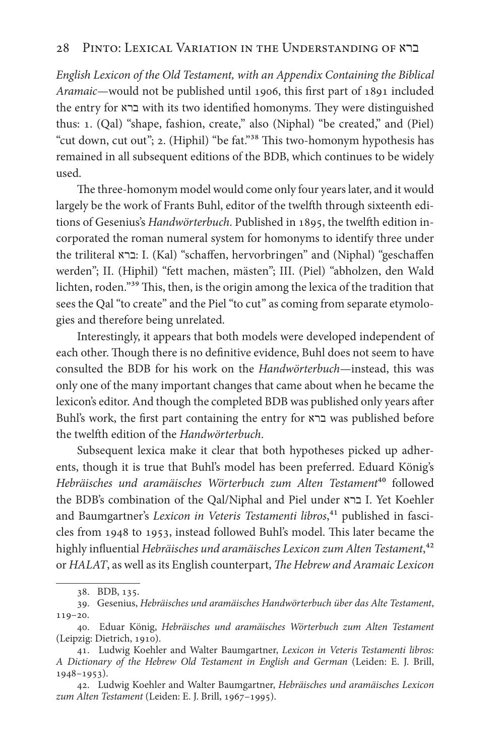*English Lexicon of the Old Testament, with an Appendix Containing the Biblical Aramaic*—would not be published until 1906, this first part of 1891 included the entry for ברא with its two identified homonyms. They were distinguished thus: 1. (Qal) "shape, fashion, create," also (Niphal) "be created," and (Piel) "cut down, cut out"; 2. (Hiphil) "be fat."[38] This two-homonym hypothesis has remained in all subsequent editions of the BDB, which continues to be widely used.

The three-homonym model would come only four years later, and it would largely be the work of Frants Buhl, editor of the twelfth through sixteenth editions of Gesenius's *Handwörterbuch*. Published in 1895, the twelfth edition incorporated the roman numeral system for homonyms to identify three under the triliteral ברא: I. (Kal) "schaffen, hervorbringen" and (Niphal) "geschaffen werden"; II. (Hiphil) "fett machen, mästen"; III. (Piel) "abholzen, den Wald lichten, roden."[39] This, then, is the origin among the lexica of the tradition that sees the Qal "to create" and the Piel "to cut" as coming from separate etymologies and therefore being unrelated.

Interestingly, it appears that both models were developed independent of each other. Though there is no definitive evidence, Buhl does not seem to have consulted the BDB for his work on the *Handwörterbuch*—instead, this was only one of the many important changes that came about when he became the lexicon's editor. And though the completed BDB was published only years after Buhl's work, the first part containing the entry for ברא was published before the twelfth edition of the *Handwörterbuch*.

Subsequent lexica make it clear that both hypotheses picked up adherents, though it is true that Buhl's model has been preferred. Eduard König's *Hebräisches und aramäisches Wörterbuch zum Alten Testament*[40] followed the BDB's combination of the Qal/Niphal and Piel under ברא I. Yet Koehler and Baumgartner's *Lexicon in Veteris Testamenti libros*,[41] published in fascicles from 1948 to 1953, instead followed Buhl's model. This later became the highly influential *Hebräisches und aramäisches Lexicon zum Alten Testament*,[42] or *HALAT*, as well as its English counterpart, *The Hebrew and Aramaic Lexicon*

---

38. BDB, 135.

39. Gesenius, *Hebräisches und aramäisches Handwörterbuch über das Alte Testament*, 119–20.

40. Eduar König, *Hebräisches und aramäisches Wörterbuch zum Alten Testament* (Leipzig: Dietrich, 1910).

41. Ludwig Koehler and Walter Baumgartner, *Lexicon in Veteris Testamenti libros: A Dictionary of the Hebrew Old Testament in English and German* (Leiden: E. J. Brill, 1948–1953).

42. Ludwig Koehler and Walter Baumgartner, *Hebräisches und aramäisches Lexicon zum Alten Testament* (Leiden: E. J. Brill, 1967–1995).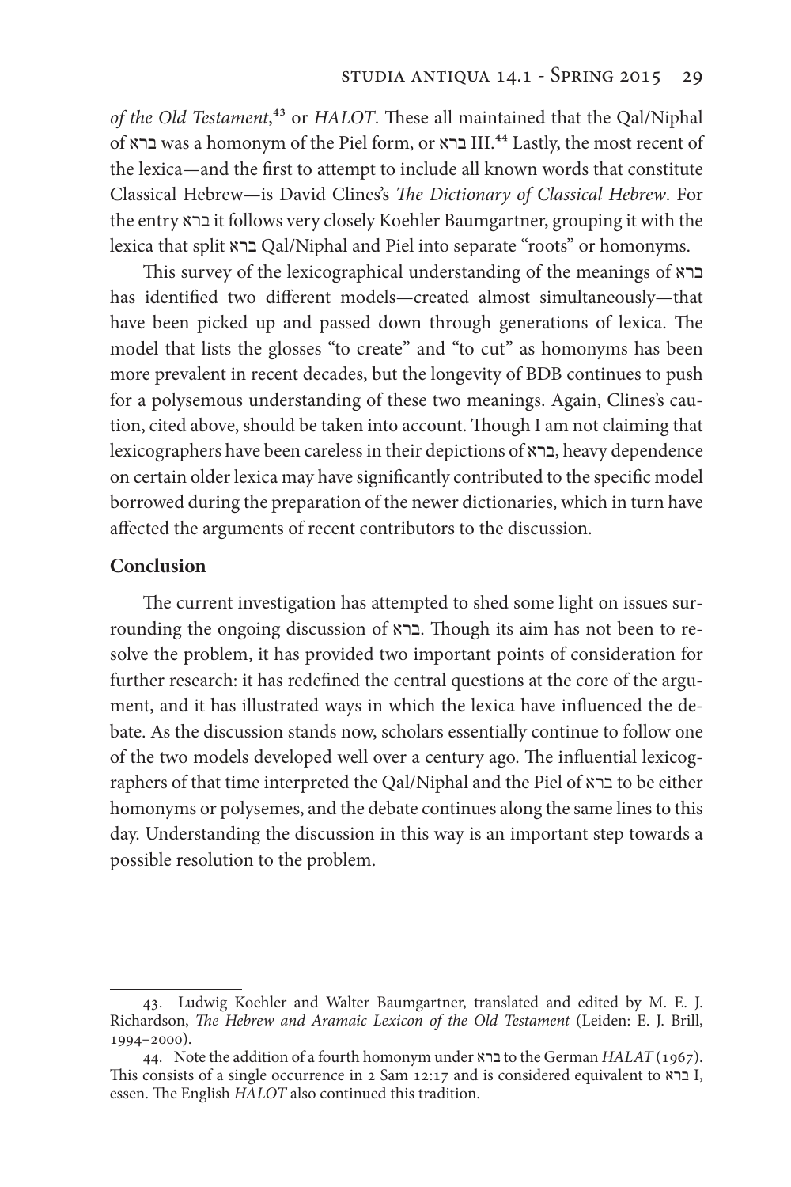*of the Old Testament*,[43] or *HALOT*. These all maintained that the Qal/Niphal of ברא was a homonym of the Piel form, or ברא III.[44] Lastly, the most recent of the lexica—and the first to attempt to include all known words that constitute Classical Hebrew—is David Clines's *The Dictionary of Classical Hebrew*. For the entry ברא it follows very closely Koehler Baumgartner, grouping it with the lexica that split ברא Qal/Niphal and Piel into separate "roots" or homonyms.

This survey of the lexicographical understanding of the meanings of ברא has identified two different models—created almost simultaneously—that have been picked up and passed down through generations of lexica. The model that lists the glosses "to create" and "to cut" as homonyms has been more prevalent in recent decades, but the longevity of BDB continues to push for a polysemous understanding of these two meanings. Again, Clines's caution, cited above, should be taken into account. Though I am not claiming that lexicographers have been careless in their depictions of ברא, heavy dependence on certain older lexica may have significantly contributed to the specific model borrowed during the preparation of the newer dictionaries, which in turn have affected the arguments of recent contributors to the discussion.

## Conclusion

The current investigation has attempted to shed some light on issues surrounding the ongoing discussion of ברא. Though its aim has not been to resolve the problem, it has provided two important points of consideration for further research: it has redefined the central questions at the core of the argument, and it has illustrated ways in which the lexica have influenced the debate. As the discussion stands now, scholars essentially continue to follow one of the two models developed well over a century ago. The influential lexicographers of that time interpreted the Qal/Niphal and the Piel of ברא to be either homonyms or polysemes, and the debate continues along the same lines to this day. Understanding the discussion in this way is an important step towards a possible resolution to the problem.

---

43. Ludwig Koehler and Walter Baumgartner, translated and edited by M. E. J. Richardson, *The Hebrew and Aramaic Lexicon of the Old Testament* (Leiden: E. J. Brill, 1994–2000).

44. Note the addition of a fourth homonym under ברא to the German *HALAT* (1967). This consists of a single occurrence in 2 Sam 12:17 and is considered equivalent to ברא I, essen. The English *HALOT* also continued this tradition.